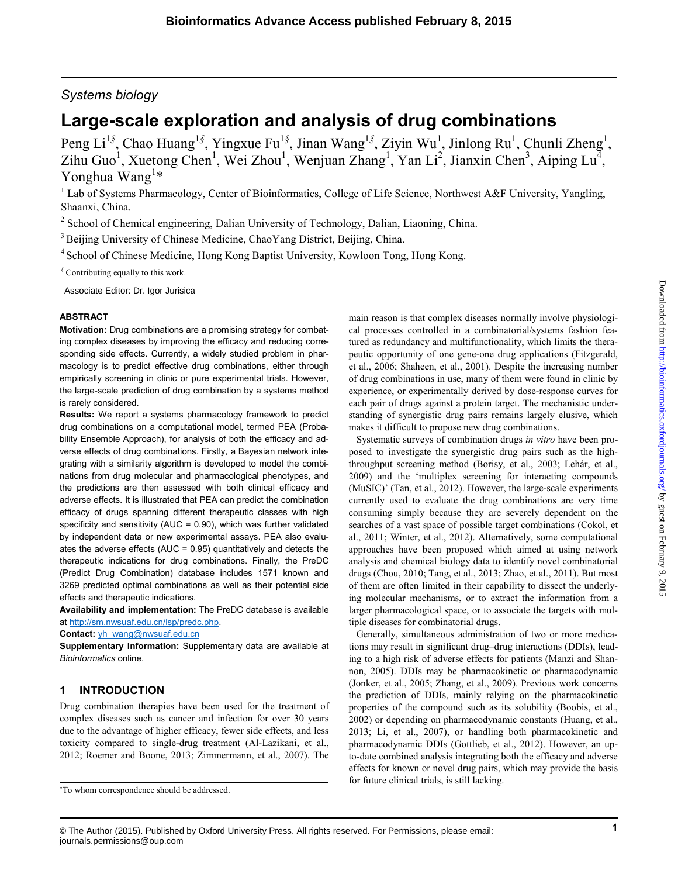*Systems biology*

# Large-scale exploration and analysis of drug combinations

Peng Li[1§], Chao Huang[1§], Yingxue Fu[1§], Jinan Wang[1§], Ziyin Wu[1], Jinlong Ru[1], Chunli Zheng[1], Zihu Guo[1], Xuetong Chen[1], Wei Zhou[1], Wenjuan Zhang[1], Yan Li[2], Jianxin Chen[3], Aiping Lu[4], Yonghua Wang[1]*

[1] Lab of Systems Pharmacology, Center of Bioinformatics, College of Life Science, Northwest A&F University, Yangling, Shaanxi, China.

[2] School of Chemical engineering, Dalian University of Technology, Dalian, Liaoning, China.

[3] Beijing University of Chinese Medicine, ChaoYang District, Beijing, China.

[4] School of Chinese Medicine, Hong Kong Baptist University, Kowloon Tong, Hong Kong.

[§] Contributing equally to this work.

Associate Editor: Dr. Igor Jurisica

## ABSTRACT

**Motivation:** Drug combinations are a promising strategy for combating complex diseases by improving the efficacy and reducing corresponding side effects. Currently, a widely studied problem in pharmacology is to predict effective drug combinations, either through empirically screening in clinic or pure experimental trials. However, the large-scale prediction of drug combination by a systems method is rarely considered.

**Results:** We report a systems pharmacology framework to predict drug combinations on a computational model, termed PEA (Probability Ensemble Approach), for analysis of both the efficacy and adverse effects of drug combinations. Firstly, a Bayesian network integrating with a similarity algorithm is developed to model the combinations from drug molecular and pharmacological phenotypes, and the predictions are then assessed with both clinical efficacy and adverse effects. It is illustrated that PEA can predict the combination efficacy of drugs spanning different therapeutic classes with high specificity and sensitivity (AUC = 0.90), which was further validated by independent data or new experimental assays. PEA also evaluates the adverse effects (AUC = 0.95) quantitatively and detects the therapeutic indications for drug combinations. Finally, the PreDC (Predict Drug Combination) database includes 1571 known and 3269 predicted optimal combinations as well as their potential side effects and therapeutic indications.

**Availability and implementation:** The PreDC database is available at http://sm.nwsuaf.edu.cn/lsp/predc.php.

**Contact:** yh_wang@nwsuaf.edu.cn

**Supplementary Information:** Supplementary data are available at *Bioinformatics* online.

## 1 INTRODUCTION

Drug combination therapies have been used for the treatment of complex diseases such as cancer and infection for over 30 years due to the advantage of higher efficacy, fewer side effects, and less toxicity compared to single-drug treatment (Al-Lazikani, et al., 2012; Roemer and Boone, 2013; Zimmermann, et al., 2007). The main reason is that complex diseases normally involve physiological processes controlled in a combinatorial/systems fashion featured as redundancy and multifunctionality, which limits the therapeutic opportunity of one gene-one drug applications (Fitzgerald, et al., 2006; Shaheen, et al., 2001). Despite the increasing number of drug combinations in use, many of them were found in clinic by experience, or experimentally derived by dose-response curves for each pair of drugs against a protein target. The mechanistic understanding of synergistic drug pairs remains largely elusive, which makes it difficult to propose new drug combinations.

Systematic surveys of combination drugs *in vitro* have been proposed to investigate the synergistic drug pairs such as the high-throughput screening method (Borisy, et al., 2003; Lehár, et al., 2009) and the 'multiplex screening for interacting compounds (MuSIC)' (Tan, et al., 2012). However, the large-scale experiments currently used to evaluate the drug combinations are very time consuming simply because they are severely dependent on the searches of a vast space of possible target combinations (Cokol, et al., 2011; Winter, et al., 2012). Alternatively, some computational approaches have been proposed which aimed at using network analysis and chemical biology data to identify novel combinatorial drugs (Chou, 2010; Tang, et al., 2013; Zhao, et al., 2011). But most of them are often limited in their capability to dissect the underlying molecular mechanisms, or to extract the information from a larger pharmacological space, or to associate the targets with multiple diseases for combinatorial drugs.

Generally, simultaneous administration of two or more medications may result in significant drug–drug interactions (DDIs), leading to a high risk of adverse effects for patients (Manzi and Shannon, 2005). DDIs may be pharmacokinetic or pharmacodynamic (Jonker, et al., 2005; Zhang, et al., 2009). Previous work concerns the prediction of DDIs, mainly relying on the pharmacokinetic properties of the compound such as its solubility (Boobis, et al., 2002) or depending on pharmacodynamic constants (Huang, et al., 2013; Li, et al., 2007), or handling both pharmacokinetic and pharmacodynamic DDIs (Gottlieb, et al., 2012). However, an up-to-date combined analysis integrating both the efficacy and adverse effects for known or novel drug pairs, which may provide the basis for future clinical trials, is still lacking.

*To whom correspondence should be addressed.

© The Author (2015). Published by Oxford University Press. All rights reserved. For Permissions, please email: journals.permissions@oup.com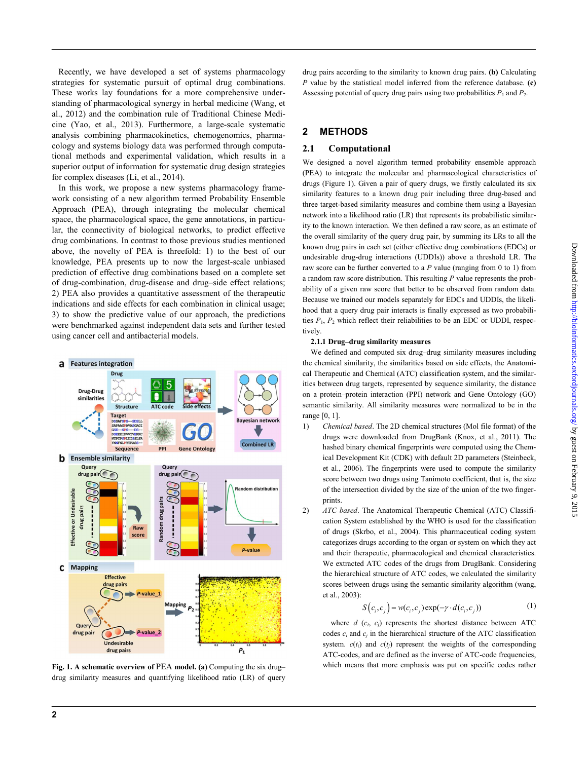Recently, we have developed a set of systems pharmacology strategies for systematic pursuit of optimal drug combinations. These works lay foundations for a more comprehensive understanding of pharmacological synergy in herbal medicine (Wang, et al., 2012) and the combination rule of Traditional Chinese Medicine (Yao, et al., 2013). Furthermore, a large-scale systematic analysis combining pharmacokinetics, chemogenomics, pharmacology and systems biology data was performed through computational methods and experimental validation, which results in a superior output of information for systematic drug design strategies for complex diseases (Li, et al., 2014).

In this work, we propose a new systems pharmacology framework consisting of a new algorithm termed Probability Ensemble Approach (PEA), through integrating the molecular chemical space, the pharmacological space, the gene annotations, in particular, the connectivity of biological networks, to predict effective drug combinations. In contrast to those previous studies mentioned above, the novelty of PEA is threefold: 1) to the best of our knowledge, PEA presents up to now the largest-scale unbiased prediction of effective drug combinations based on a complete set of drug-combination, drug-disease and drug–side effect relations; 2) PEA also provides a quantitative assessment of the therapeutic indications and side effects for each combination in clinical usage; 3) to show the predictive value of our approach, the predictions were benchmarked against independent data sets and further tested using cancer cell and antibacterial models.

**Fig. 1. A schematic overview of PEA model. (a)** Computing the six drug–drug similarity measures and quantifying likelihood ratio (LR) of query drug pairs according to the similarity to known drug pairs. **(b)** Calculating *P* value by the statistical model inferred from the reference database. **(c)** Assessing potential of query drug pairs using two probabilities $P_1$ and $P_2$.

## 2 METHODS

### 2.1 Computational

We designed a novel algorithm termed probability ensemble approach (PEA) to integrate the molecular and pharmacological characteristics of drugs (Figure 1). Given a pair of query drugs, we firstly calculated its six similarity features to a known drug pair including three drug-based and three target-based similarity measures and combine them using a Bayesian network into a likelihood ratio (LR) that represents its probabilistic similarity to the known interaction. We then defined a raw score, as an estimate of the overall similarity of the query drug pair, by summing its LRs to all the known drug pairs in each set (either effective drug combinations (EDCs) or undesirable drug-drug interactions (UDDIs)) above a threshold LR. The raw score can be further converted to a *P* value (ranging from 0 to 1) from a random raw score distribution. This resulting *P* value represents the probability of a given raw score that better to be observed from random data. Because we trained our models separately for EDCs and UDDIs, the likelihood that a query drug pair interacts is finally expressed as two probabilities $P_1$, $P_2$ which reflect their reliabilities to be an EDC or UDDI, respectively.

#### 2.1.1 Drug–drug similarity measures

We defined and computed six drug–drug similarity measures including the chemical similarity, the similarities based on side effects, the Anatomical Therapeutic and Chemical (ATC) classification system, and the similarities between drug targets, represented by sequence similarity, the distance on a protein–protein interaction (PPI) network and Gene Ontology (GO) semantic similarity. All similarity measures were normalized to be in the range [0, 1].

1) *Chemical based*. The 2D chemical structures (Mol file format) of the drugs were downloaded from DrugBank (Knox, et al., 2011). The hashed binary chemical fingerprints were computed using the Chemical Development Kit (CDK) with default 2D parameters (Steinbeck, et al., 2006). The fingerprints were used to compute the similarity score between two drugs using Tanimoto coefficient, that is, the size of the intersection divided by the size of the union of the two fingerprints.

2) *ATC based*. The Anatomical Therapeutic Chemical (ATC) Classification System established by the WHO is used for the classification of drugs (Skrbo, et al., 2004). This pharmaceutical coding system categorizes drugs according to the organ or system on which they act and their therapeutic, pharmacological and chemical characteristics. We extracted ATC codes of the drugs from DrugBank. Considering the hierarchical structure of ATC codes, we calculated the similarity scores between drugs using the semantic similarity algorithm (wang, et al., 2003):

$$S(c_i, c_j) = w(c_i, c_j)\exp(-\gamma \cdot d(c_i, c_j)) \quad (1)$$

where $d$ ($c_i$, $c_j$) represents the shortest distance between ATC codes $c_i$ and $c_j$ in the hierarchical structure of the ATC classification system. $c(t_i)$ and $c(t_j)$ represent the weights of the corresponding ATC-codes, and are defined as the inverse of ATC-code frequencies, which means that more emphasis was put on specific codes rather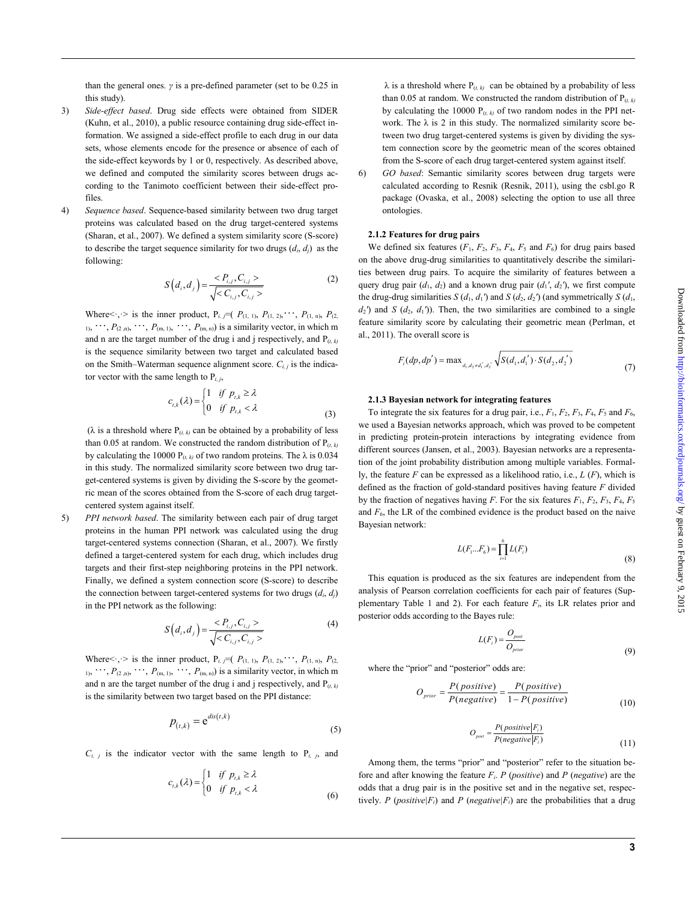than the general ones. $\gamma$ is a pre-defined parameter (set to be 0.25 in this study).

3) *Side-effect based*. Drug side effects were obtained from SIDER (Kuhn, et al., 2010), a public resource containing drug side-effect information. We assigned a side-effect profile to each drug in our data sets, whose elements encode for the presence or absence of each of the side-effect keywords by 1 or 0, respectively. As described above, we defined and computed the similarity scores between drugs according to the Tanimoto coefficient between their side-effect profiles.

4) *Sequence based*. Sequence-based similarity between two drug target proteins was calculated based on the drug target-centered systems (Sharan, et al., 2007). We defined a system similarity score (S-score) to describe the target sequence similarity for two drugs ($d_i$, $d_j$) as the following:

$$S\left(d_i, d_j\right) = \frac{< P_{i,j}, C_{i,j} >}{\sqrt{< C_{i,j}, C_{i,j} >}} \tag{2}$$

Where $<\cdot,\cdot>$ is the inner product, $P_{i,j}=(P_{(1,1)}, P_{(1,2)}, \cdots, P_{(1,n)}, P_{(2,1)}, \cdots, P_{(2,n)}, \cdots, P_{(m,1)}, \cdots, P_{(m,n)})$ is a similarity vector, in which m and n are the target number of the drug i and j respectively, and $P_{(t,k)}$ is the sequence similarity between two target and calculated based on the Smith–Waterman sequence alignment score. $C_{i,j}$ is the indicator vector with the same length to $P_{i,j}$,

$$c_{t,k}(\lambda) = \begin{cases} 1 & if \ p_{t,k} \geq \lambda \\ 0 & if \ p_{t,k} < \lambda \end{cases} \tag{3}$$

($\lambda$ is a threshold where $P_{(t,k)}$ can be obtained by a probability of less than 0.05 at random. We constructed the random distribution of $P_{(t,k)}$ by calculating the 10000 $P_{(t,k)}$ of two random proteins. The $\lambda$ is 0.034 in this study. The normalized similarity score between two drug target-centered systems is given by dividing the S-score by the geometric mean of the scores obtained from the S-score of each drug target-centered system against itself.

5) *PPI network based*. The similarity between each pair of drug target proteins in the human PPI network was calculated using the drug target-centered systems connection (Sharan, et al., 2007). We firstly defined a target-centered system for each drug, which includes drug targets and their first-step neighboring proteins in the PPI network. Finally, we defined a system connection score (S-score) to describe the connection between target-centered systems for two drugs ($d_i$, $d_j$) in the PPI network as the following:

$$S\left(d_i, d_j\right) = \frac{< P_{i,j}, C_{i,j} >}{\sqrt{< C_{i,j}, C_{i,j} >}} \tag{4}$$

Where $<\cdot,\cdot>$ is the inner product, $P_{i,j}=(P_{(1,1)}, P_{(1,2)}, \cdots, P_{(1,n)}, P_{(2,1)}, \cdots, P_{(2,n)}, \cdots, P_{(m,1)}, \cdots, P_{(m,n)})$ is a similarity vector, in which m and n are the target number of the drug i and j respectively, and $P_{(t,k)}$ is the similarity between two target based on the PPI distance:

$$p_{(t,k)} = e^{dis(t,k)} \tag{5}$$

$C_{i,j}$ is the indicator vector with the same length to $P_{i,j}$, and

$$c_{t,k}(\lambda) = \begin{cases} 1 & if \ p_{t,k} \geq \lambda \\ 0 & if \ p_{t,k} < \lambda \end{cases} \tag{6}$$

$\lambda$ is a threshold where $P_{(t,k)}$ can be obtained by a probability of less than 0.05 at random. We constructed the random distribution of $P_{(t,k)}$ by calculating the 10000 $P_{(t,k)}$ of two random nodes in the PPI network. The $\lambda$ is 2 in this study. The normalized similarity score between two drug target-centered systems is given by dividing the system connection score by the geometric mean of the scores obtained from the S-score of each drug target-centered system against itself.

6) *GO based*: Semantic similarity scores between drug targets were calculated according to Resnik (Resnik, 2011), using the csbl.go R package (Ovaska, et al., 2008) selecting the option to use all three ontologies.

### 2.1.2 Features for drug pairs

We defined six features ($F_1$, $F_2$, $F_3$, $F_4$, $F_5$ and $F_6$) for drug pairs based on the above drug-drug similarities to quantitatively describe the similarities between drug pairs. To acquire the similarity of features between a query drug pair ($d_1$, $d_2$) and a known drug pair ($d_1'$, $d_2'$), we first compute the drug-drug similarities $S(d_1, d_1')$ and $S(d_2, d_2')$ (and symmetrically $S(d_1, d_2')$ and $S(d_2, d_1')$). Then, the two similarities are combined to a single feature similarity score by calculating their geometric mean (Perlman, et al., 2011). The overall score is

$$F_i(dp, dp') = \max_{d_1, d_2 \neq d_1', d_2'} \sqrt{S(d_1, d_1') \cdot S(d_2, d_2')} \tag{7}$$

### 2.1.3 Bayesian network for integrating features

To integrate the six features for a drug pair, i.e., $F_1$, $F_2$, $F_3$, $F_4$, $F_5$ and $F_6$, we used a Bayesian networks approach, which was proved to be competent in predicting protein-protein interactions by integrating evidence from different sources (Jansen, et al., 2003). Bayesian networks are a representation of the joint probability distribution among multiple variables. Formally, the feature $F$ can be expressed as a likelihood ratio, i.e., $L(F)$, which is defined as the fraction of gold-standard positives having feature $F$ divided by the fraction of negatives having $F$. For the six features $F_1$, $F_2$, $F_3$, $F_4$, $F_5$ and $F_6$, the LR of the combined evidence is the product based on the naive Bayesian network:

$$L(F_1 \ldots F_6) = \prod_{i=1}^{6} L(F_i) \tag{8}$$

This equation is produced as the six features are independent from the analysis of Pearson correlation coefficients for each pair of features (Supplementary Table 1 and 2). For each feature $F_i$, its LR relates prior and posterior odds according to the Bayes rule:

$$L(F_i) = \frac{O_{post}}{O_{prior}} \tag{9}$$

where the "prior" and "posterior" odds are:

$$O_{prior} = \frac{P(positive)}{P(negative)} = \frac{P(positive)}{1 - P(positive)} \tag{10}$$

$$O_{post} = \frac{P(positive|F_i)}{P(negative|F_i)} \tag{11}$$

Among them, the terms "prior" and "posterior" refer to the situation before and after knowing the feature $F_i$. $P$ (*positive*) and $P$ (*negative*) are the odds that a drug pair is in the positive set and in the negative set, respectively. $P$ (*positive*|$F_i$) and $P$ (*negative*|$F_i$) are the probabilities that a drug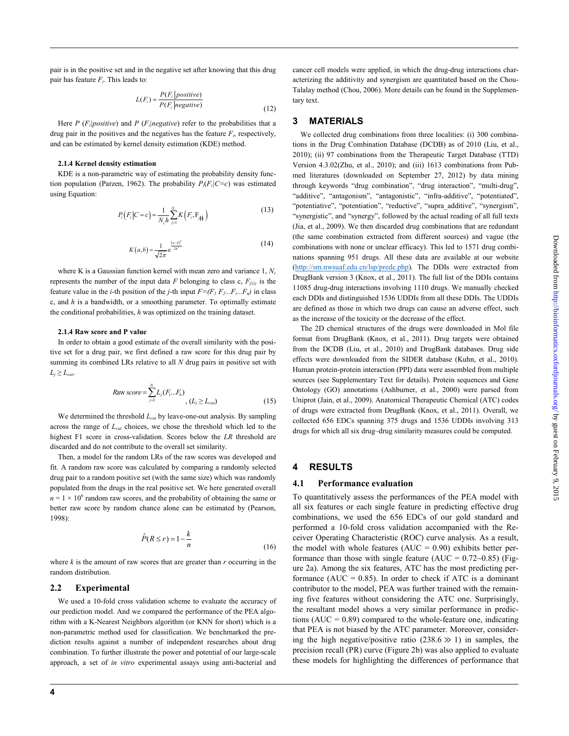pair is in the positive set and in the negative set after knowing that this drug pair has feature $F_i$. This leads to:

$$L(F_i) = \frac{P(F_i \mid positive)}{P(F_i \mid negative)} \tag{12}$$

Here $P(F_i|positive)$ and $P(F_i|negative)$ refer to the probabilities that a drug pair in the positives and the negatives has the feature $F_i$, respectively, and can be estimated by kernel density estimation (KDE) method.

#### 2.1.4 Kernel density estimation

KDE is a non-parametric way of estimating the probability density function population (Parzen, 1962). The probability $P_i(F_i|C=c)$ was estimated using Equation:

$$P_i\left(F_i \middle| C=c\right) = \frac{1}{N_c h}\sum_{j=1}^{N_c} K\left(F_i, F_{j|i|c}\right) \tag{13}$$

$$K\left(a,b\right) = \frac{1}{\sqrt{2\pi}} e^{-\frac{(a-b)^2}{2h^2}} \tag{14}$$

where K is a Gaussian function kernel with mean zero and variance 1, $N_c$ represents the number of the input data $F$ belonging to class c, $F_{j|i|c}$ is the feature value in the *i*-th position of the *j*-th input $F=(F_1\ F_2 \ldots F_i \ldots F_n)$ in class c, and $h$ is a bandwidth, or a smoothing parameter. To optimally estimate the conditional probabilities, $h$ was optimized on the training dataset.

#### 2.1.4 Raw score and P value

In order to obtain a good estimate of the overall similarity with the positive set for a drug pair, we first defined a raw score for this drug pair by summing its combined LRs relative to all $N$ drug pairs in positive set with $L_j \geq L_{cut}$.

$$\text{Raw score} = \sum_{j=1}^{N} L_j(F_1 \ldots F_6), \quad (L_j \geq L_{cut}) \tag{15}$$

We determined the threshold $L_{cut}$ by leave-one-out analysis. By sampling across the range of $L_{cut}$ choices, we chose the threshold which led to the highest F1 score in cross-validation. Scores below the $LR$ threshold are discarded and do not contribute to the overall set similarity.

Then, a model for the random LRs of the raw scores was developed and fit. A random raw score was calculated by comparing a randomly selected drug pair to a random positive set (with the same size) which was randomly populated from the drugs in the real positive set. We here generated overall $n = 1 \times 10^6$ random raw scores, and the probability of obtaining the same or better raw score by random chance alone can be estimated by (Pearson, 1998):

$$\hat{P}(R \leq r) = 1 - \frac{k}{n} \tag{16}$$

where $k$ is the amount of raw scores that are greater than $r$ occurring in the random distribution.

### 2.2 Experimental

We used a 10-fold cross validation scheme to evaluate the accuracy of our prediction model. And we compared the performance of the PEA algorithm with a K-Nearest Neighbors algorithm (or KNN for short) which is a non-parametric method used for classification. We benchmarked the prediction results against a number of independent researches about drug combination. To further illustrate the power and potential of our large-scale approach, a set of *in vitro* experimental assays using anti-bacterial and cancer cell models were applied, in which the drug-drug interactions characterizing the additivity and synergism are quantitated based on the Chou-Talalay method (Chou, 2006). More details can be found in the Supplementary text.

## 3 MATERIALS

We collected drug combinations from three localities: (i) 300 combinations in the Drug Combination Database (DCDB) as of 2010 (Liu, et al., 2010); (ii) 97 combinations from the Therapeutic Target Database (TTD) Version 4.3.02(Zhu, et al., 2010); and (iii) 1613 combinations from Pubmed literatures (downloaded on September 27, 2012) by data mining through keywords "drug combination", "drug interaction", "multi-drug", "additive", "antagonism", "antagonistic", "infra-additive", "potentiated", "potentiative", "potentiation", "reductive", "supra_additive", "synergism", "synergistic", and "synergy", followed by the actual reading of all full texts (Jia, et al., 2009). We then discarded drug combinations that are redundant (the same combination extracted from different sources) and vague (the combinations with none or unclear efficacy). This led to 1571 drug combinations spanning 951 drugs. All these data are available at our website (http://sm.nwsuaf.edu.cn/lsp/predc.php). The DDIs were extracted from DrugBank version 3 (Knox, et al., 2011). The full list of the DDIs contains 11085 drug-drug interactions involving 1110 drugs. We manually checked each DDIs and distinguished 1536 UDDIs from all these DDIs. The UDDIs are defined as those in which two drugs can cause an adverse effect, such as the increase of the toxicity or the decrease of the effect.

The 2D chemical structures of the drugs were downloaded in Mol file format from DrugBank (Knox, et al., 2011). Drug targets were obtained from the DCDB (Liu, et al., 2010) and DrugBank databases. Drug side effects were downloaded from the SIDER database (Kuhn, et al., 2010). Human protein-protein interaction (PPI) data were assembled from multiple sources (see Supplementary Text for details). Protein sequences and Gene Ontology (GO) annotations (Ashburner, et al., 2000) were parsed from Uniprot (Jain, et al., 2009). Anatomical Therapeutic Chemical (ATC) codes of drugs were extracted from DrugBank (Knox, et al., 2011). Overall, we collected 656 EDCs spanning 375 drugs and 1536 UDDIs involving 313 drugs for which all six drug–drug similarity measures could be computed.

## 4 RESULTS

### 4.1 Performance evaluation

To quantitatively assess the performances of the PEA model with all six features or each single feature in predicting effective drug combinations, we used the 656 EDCs of our gold standard and performed a 10-fold cross validation accompanied with the Receiver Operating Characteristic (ROC) curve analysis. As a result, the model with whole features (AUC = 0.90) exhibits better performance than those with single feature (AUC = 0.72~0.85) (Figure 2a). Among the six features, ATC has the most predicting performance (AUC = 0.85). In order to check if ATC is a dominant contributor to the model, PEA was further trained with the remaining five features without considering the ATC one. Surprisingly, the resultant model shows a very similar performance in predictions (AUC = 0.89) compared to the whole-feature one, indicating that PEA is not biased by the ATC parameter. Moreover, considering the high negative/positive ratio ($238.6 \gg 1$) in samples, the precision recall (PR) curve (Figure 2b) was also applied to evaluate these models for highlighting the differences of performance that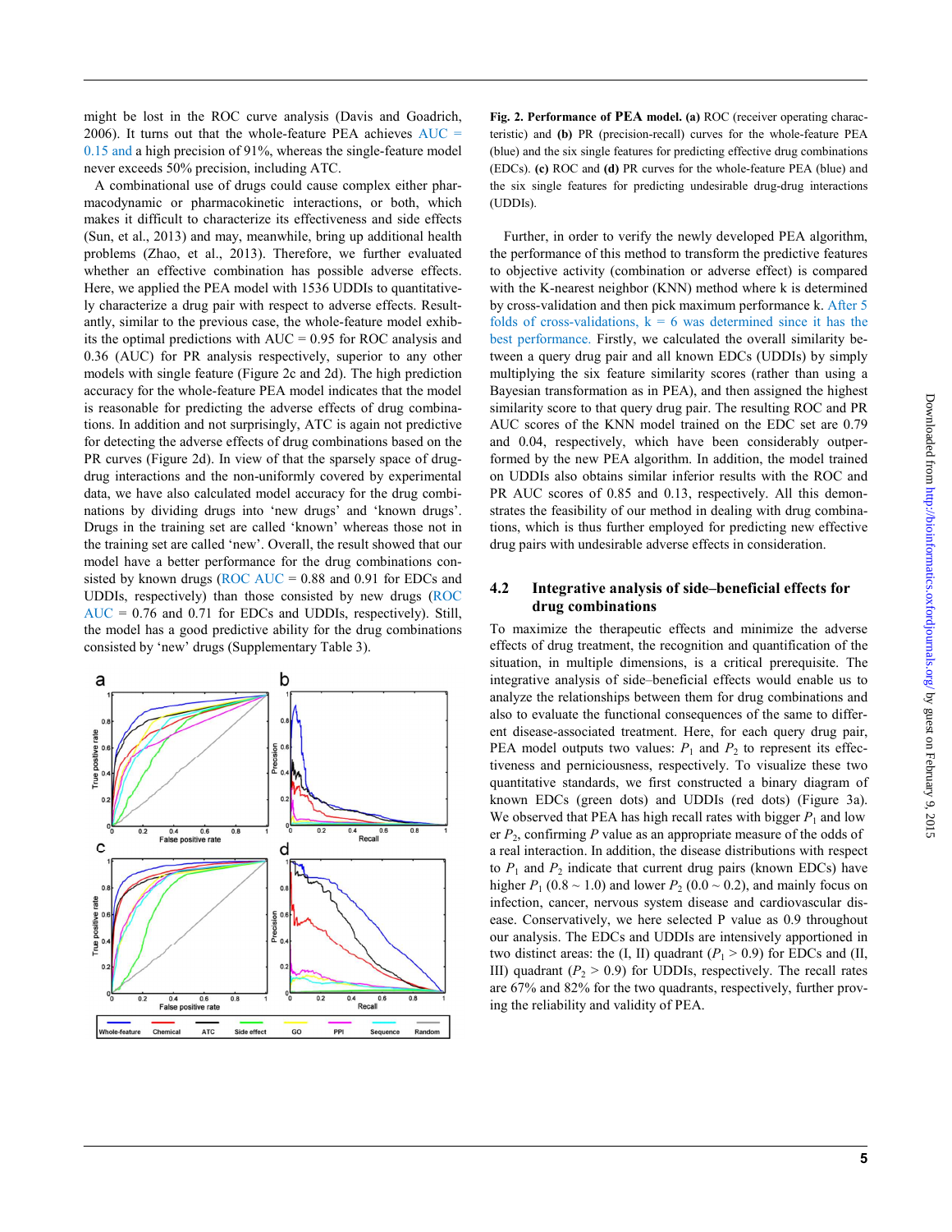might be lost in the ROC curve analysis (Davis and Goadrich, 2006). It turns out that the whole-feature PEA achieves AUC = 0.15 and a high precision of 91%, whereas the single-feature model never exceeds 50% precision, including ATC.

A combinational use of drugs could cause complex either pharmacodynamic or pharmacokinetic interactions, or both, which makes it difficult to characterize its effectiveness and side effects (Sun, et al., 2013) and may, meanwhile, bring up additional health problems (Zhao, et al., 2013). Therefore, we further evaluated whether an effective combination has possible adverse effects. Here, we applied the PEA model with 1536 UDDIs to quantitatively characterize a drug pair with respect to adverse effects. Resultantly, similar to the previous case, the whole-feature model exhibits the optimal predictions with AUC = 0.95 for ROC analysis and 0.36 (AUC) for PR analysis respectively, superior to any other models with single feature (Figure 2c and 2d). The high prediction accuracy for the whole-feature PEA model indicates that the model is reasonable for predicting the adverse effects of drug combinations. In addition and not surprisingly, ATC is again not predictive for detecting the adverse effects of drug combinations based on the PR curves (Figure 2d). In view of that the sparsely space of drug-drug interactions and the non-uniformly covered by experimental data, we have also calculated model accuracy for the drug combinations by dividing drugs into 'new drugs' and 'known drugs'. Drugs in the training set are called 'known' whereas those not in the training set are called 'new'. Overall, the result showed that our model have a better performance for the drug combinations consisted by known drugs (ROC AUC = 0.88 and 0.91 for EDCs and UDDIs, respectively) than those consisted by new drugs (ROC AUC = 0.76 and 0.71 for EDCs and UDDIs, respectively). Still, the model has a good predictive ability for the drug combinations consisted by 'new' drugs (Supplementary Table 3).

**Fig. 2. Performance of PEA model. (a)** ROC (receiver operating characteristic) and **(b)** PR (precision-recall) curves for the whole-feature PEA (blue) and the six single features for predicting effective drug combinations (EDCs). **(c)** ROC and **(d)** PR curves for the whole-feature PEA (blue) and the six single features for predicting undesirable drug-drug interactions (UDDIs).

Further, in order to verify the newly developed PEA algorithm, the performance of this method to transform the predictive features to objective activity (combination or adverse effect) is compared with the K-nearest neighbor (KNN) method where k is determined by cross-validation and then pick maximum performance k. After 5 folds of cross-validations, k = 6 was determined since it has the best performance. Firstly, we calculated the overall similarity between a query drug pair and all known EDCs (UDDIs) by simply multiplying the six feature similarity scores (rather than using a Bayesian transformation as in PEA), and then assigned the highest similarity score to that query drug pair. The resulting ROC and PR AUC scores of the KNN model trained on the EDC set are 0.79 and 0.04, respectively, which have been considerably outperformed by the new PEA algorithm. In addition, the model trained on UDDIs also obtains similar inferior results with the ROC and PR AUC scores of 0.85 and 0.13, respectively. All this demonstrates the feasibility of our method in dealing with drug combinations, which is thus further employed for predicting new effective drug pairs with undesirable adverse effects in consideration.

## 4.2 Integrative analysis of side–beneficial effects for drug combinations

To maximize the therapeutic effects and minimize the adverse effects of drug treatment, the recognition and quantification of the situation, in multiple dimensions, is a critical prerequisite. The integrative analysis of side–beneficial effects would enable us to analyze the relationships between them for drug combinations and also to evaluate the functional consequences of the same to different disease-associated treatment. Here, for each query drug pair, PEA model outputs two values: $P_1$ and $P_2$ to represent its effectiveness and perniciousness, respectively. To visualize these two quantitative standards, we first constructed a binary diagram of known EDCs (green dots) and UDDIs (red dots) (Figure 3a). We observed that PEA has high recall rates with bigger $P_1$ and lower $P_2$, confirming $P$ value as an appropriate measure of the odds of a real interaction. In addition, the disease distributions with respect to $P_1$ and $P_2$ indicate that current drug pairs (known EDCs) have higher $P_1$ (0.8 ~ 1.0) and lower $P_2$ (0.0 ~ 0.2), and mainly focus on infection, cancer, nervous system disease and cardiovascular disease. Conservatively, we here selected P value as 0.9 throughout our analysis. The EDCs and UDDIs are intensively apportioned in two distinct areas: the (I, II) quadrant ($P_1 > 0.9$) for EDCs and (II, III) quadrant ($P_2 > 0.9$) for UDDIs, respectively. The recall rates are 67% and 82% for the two quadrants, respectively, further proving the reliability and validity of PEA.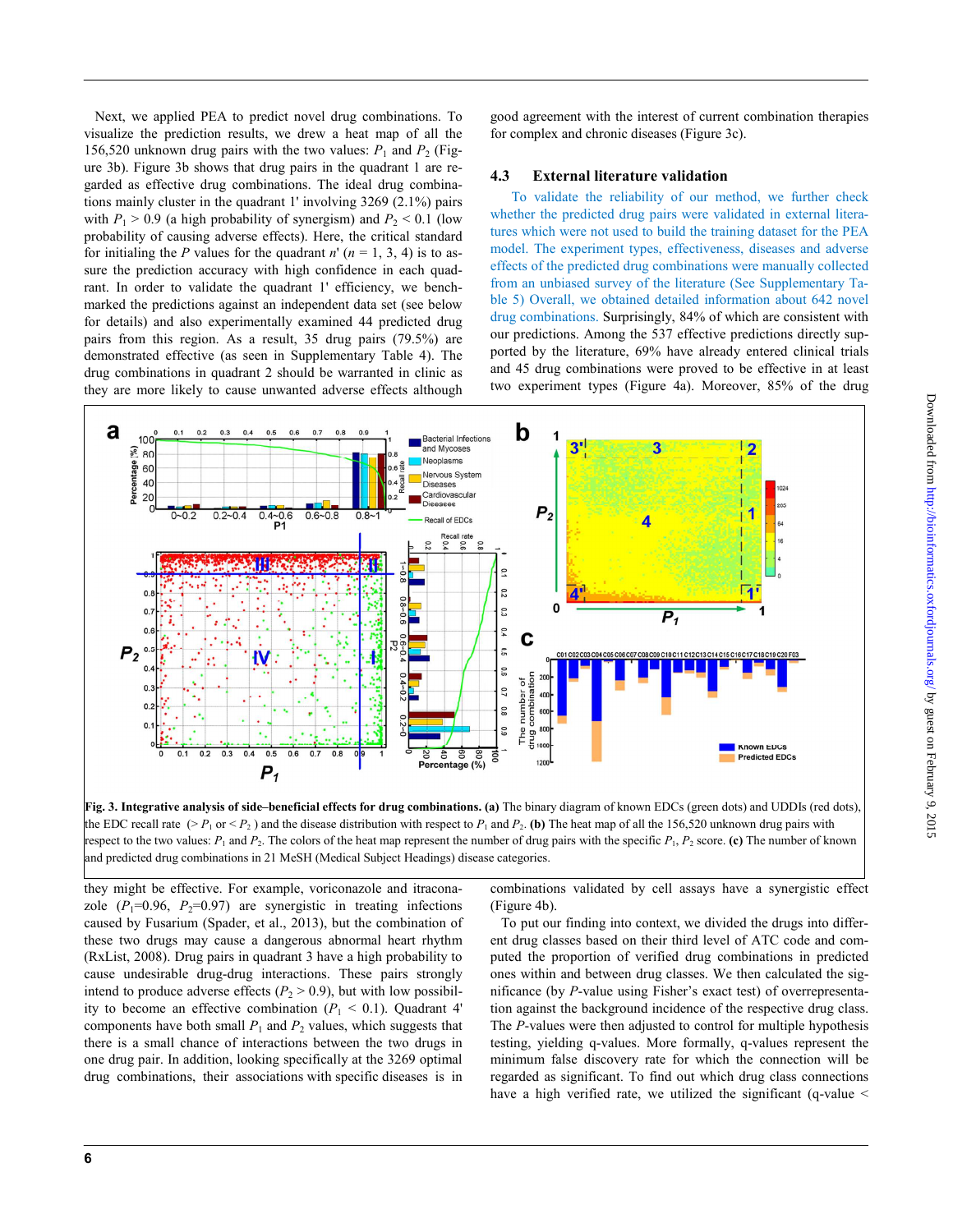Next, we applied PEA to predict novel drug combinations. To visualize the prediction results, we drew a heat map of all the 156,520 unknown drug pairs with the two values: $P_1$ and $P_2$ (Figure 3b). Figure 3b shows that drug pairs in the quadrant 1 are regarded as effective drug combinations. The ideal drug combinations mainly cluster in the quadrant 1' involving 3269 (2.1%) pairs with $P_1 > 0.9$ (a high probability of synergism) and $P_2 < 0.1$ (low probability of causing adverse effects). Here, the critical standard for initialing the $P$ values for the quadrant $n'$ ($n$ = 1, 3, 4) is to assure the prediction accuracy with high confidence in each quadrant. In order to validate the quadrant 1' efficiency, we benchmarked the predictions against an independent data set (see below for details) and also experimentally examined 44 predicted drug pairs from this region. As a result, 35 drug pairs (79.5%) are demonstrated effective (as seen in Supplementary Table 4). The drug combinations in quadrant 2 should be warranted in clinic as they are more likely to cause unwanted adverse effects although they might be effective. For example, voriconazole and itraconazole ($P_1$=0.96, $P_2$=0.97) are synergistic in treating infections caused by Fusarium (Spader, et al., 2013), but the combination of these two drugs may cause a dangerous abnormal heart rhythm (RxList, 2008). Drug pairs in quadrant 3 have a high probability to cause undesirable drug-drug interactions. These pairs strongly intend to produce adverse effects ($P_2 > 0.9$), but with low possibility to become an effective combination ($P_1 < 0.1$). Quadrant 4' components have both small $P_1$ and $P_2$ values, which suggests that there is a small chance of interactions between the two drugs in one drug pair. In addition, looking specifically at the 3269 optimal drug combinations, their associations with specific diseases is in good agreement with the interest of current combination therapies for complex and chronic diseases (Figure 3c).

### 4.3 External literature validation

To validate the reliability of our method, we further check whether the predicted drug pairs were validated in external literatures which were not used to build the training dataset for the PEA model. The experiment types, effectiveness, diseases and adverse effects of the predicted drug combinations were manually collected from an unbiased survey of the literature (See Supplementary Table 5) Overall, we obtained detailed information about 642 novel drug combinations. Surprisingly, 84% of which are consistent with our predictions. Among the 537 effective predictions directly supported by the literature, 69% have already entered clinical trials and 45 drug combinations were proved to be effective in at least two experiment types (Figure 4a). Moreover, 85% of the drug combinations validated by cell assays have a synergistic effect (Figure 4b).

**Fig. 3. Integrative analysis of side–beneficial effects for drug combinations. (a)** The binary diagram of known EDCs (green dots) and UDDIs (red dots), the EDC recall rate ($> P_1$ or $< P_2$) and the disease distribution with respect to $P_1$ and $P_2$. **(b)** The heat map of all the 156,520 unknown drug pairs with respect to the two values: $P_1$ and $P_2$. The colors of the heat map represent the number of drug pairs with the specific $P_1$, $P_2$ score. **(c)** The number of known and predicted drug combinations in 21 MeSH (Medical Subject Headings) disease categories.

To put our finding into context, we divided the drugs into different drug classes based on their third level of ATC code and computed the proportion of verified drug combinations in predicted ones within and between drug classes. We then calculated the significance (by $P$-value using Fisher's exact test) of overrepresentation against the background incidence of the respective drug class. The $P$-values were then adjusted to control for multiple hypothesis testing, yielding q-values. More formally, q-values represent the minimum false discovery rate for which the connection will be regarded as significant. To find out which drug class connections have a high verified rate, we utilized the significant (q-value <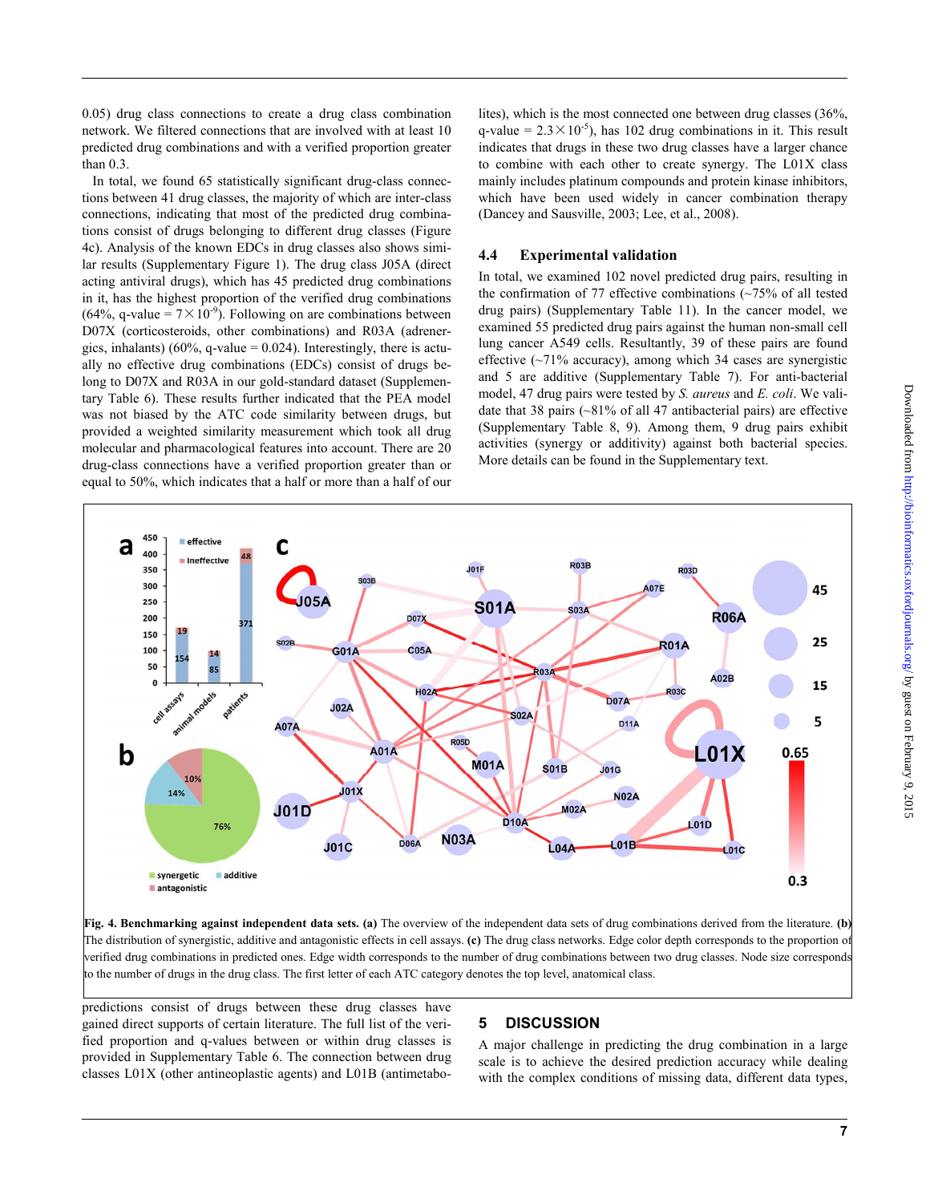0.05) drug class connections to create a drug class combination network. We filtered connections that are involved with at least 10 predicted drug combinations and with a verified proportion greater than 0.3.

In total, we found 65 statistically significant drug-class connections between 41 drug classes, the majority of which are inter-class connections, indicating that most of the predicted drug combinations consist of drugs belonging to different drug classes (Figure 4c). Analysis of the known EDCs in drug classes also shows similar results (Supplementary Figure 1). The drug class J05A (direct acting antiviral drugs), which has 45 predicted drug combinations in it, has the highest proportion of the verified drug combinations (64%, q-value = $7\times10^{-9}$). Following on are combinations between D07X (corticosteroids, other combinations) and R03A (adrenergics, inhalants) (60%, q-value = 0.024). Interestingly, there is actually no effective drug combinations (EDCs) consist of drugs belong to D07X and R03A in our gold-standard dataset (Supplementary Table 6). These results further indicated that the PEA model was not biased by the ATC code similarity between drugs, but provided a weighted similarity measurement which took all drug molecular and pharmacological features into account. There are 20 drug-class connections have a verified proportion greater than or equal to 50%, which indicates that a half or more than a half of our predictions consist of drugs between these drug classes have gained direct supports of certain literature. The full list of the verified proportion and q-values between or within drug classes is provided in Supplementary Table 6. The connection between drug classes L01X (other antineoplastic agents) and L01B (antimetabolites), which is the most connected one between drug classes (36%, q-value = $2.3\times10^{-5}$), has 102 drug combinations in it. This result indicates that drugs in these two drug classes have a larger chance to combine with each other to create synergy. The L01X class mainly includes platinum compounds and protein kinase inhibitors, which have been used widely in cancer combination therapy (Dancey and Sausville, 2003; Lee, et al., 2008).

### 4.4 Experimental validation

In total, we examined 102 novel predicted drug pairs, resulting in the confirmation of 77 effective combinations (~75% of all tested drug pairs) (Supplementary Table 11). In the cancer model, we examined 55 predicted drug pairs against the human non-small cell lung cancer A549 cells. Resultantly, 39 of these pairs are found effective (~71% accuracy), among which 34 cases are synergistic and 5 are additive (Supplementary Table 7). For anti-bacterial model, 47 drug pairs were tested by *S. aureus* and *E. coli*. We validate that 38 pairs (~81% of all 47 antibacterial pairs) are effective (Supplementary Table 8, 9). Among them, 9 drug pairs exhibit activities (synergy or additivity) against both bacterial species. More details can be found in the Supplementary text.

**Fig. 4. Benchmarking against independent data sets. (a)** The overview of the independent data sets of drug combinations derived from the literature. **(b)** The distribution of synergistic, additive and antagonistic effects in cell assays. **(c)** The drug class networks. Edge color depth corresponds to the proportion of verified drug combinations in predicted ones. Edge width corresponds to the number of drug combinations between two drug classes. Node size corresponds to the number of drugs in the drug class. The first letter of each ATC category denotes the top level, anatomical class.

## 5 DISCUSSION

A major challenge in predicting the drug combination in a large scale is to achieve the desired prediction accuracy while dealing with the complex conditions of missing data, different data types,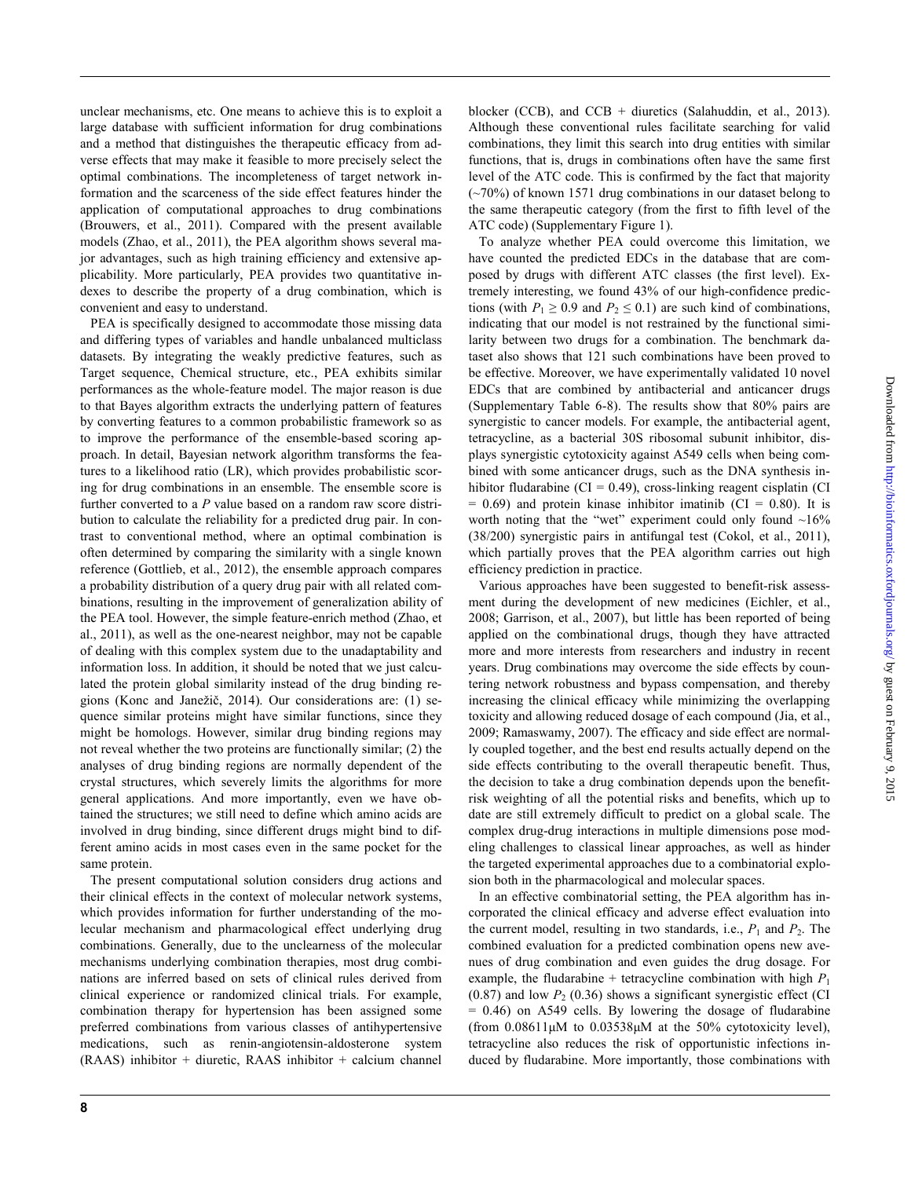unclear mechanisms, etc. One means to achieve this is to exploit a large database with sufficient information for drug combinations and a method that distinguishes the therapeutic efficacy from adverse effects that may make it feasible to more precisely select the optimal combinations. The incompleteness of target network information and the scarceness of the side effect features hinder the application of computational approaches to drug combinations (Brouwers, et al., 2011). Compared with the present available models (Zhao, et al., 2011), the PEA algorithm shows several major advantages, such as high training efficiency and extensive applicability. More particularly, PEA provides two quantitative indexes to describe the property of a drug combination, which is convenient and easy to understand.

PEA is specifically designed to accommodate those missing data and differing types of variables and handle unbalanced multiclass datasets. By integrating the weakly predictive features, such as Target sequence, Chemical structure, etc., PEA exhibits similar performances as the whole-feature model. The major reason is due to that Bayes algorithm extracts the underlying pattern of features by converting features to a common probabilistic framework so as to improve the performance of the ensemble-based scoring approach. In detail, Bayesian network algorithm transforms the features to a likelihood ratio (LR), which provides probabilistic scoring for drug combinations in an ensemble. The ensemble score is further converted to a $P$ value based on a random raw score distribution to calculate the reliability for a predicted drug pair. In contrast to conventional method, where an optimal combination is often determined by comparing the similarity with a single known reference (Gottlieb, et al., 2012), the ensemble approach compares a probability distribution of a query drug pair with all related combinations, resulting in the improvement of generalization ability of the PEA tool. However, the simple feature-enrich method (Zhao, et al., 2011), as well as the one-nearest neighbor, may not be capable of dealing with this complex system due to the unadaptability and information loss. In addition, it should be noted that we just calculated the protein global similarity instead of the drug binding regions (Konc and Janežič, 2014). Our considerations are: (1) sequence similar proteins might have similar functions, since they might be homologs. However, similar drug binding regions may not reveal whether the two proteins are functionally similar; (2) the analyses of drug binding regions are normally dependent of the crystal structures, which severely limits the algorithms for more general applications. And more importantly, even we have obtained the structures; we still need to define which amino acids are involved in drug binding, since different drugs might bind to different amino acids in most cases even in the same pocket for the same protein.

The present computational solution considers drug actions and their clinical effects in the context of molecular network systems, which provides information for further understanding of the molecular mechanism and pharmacological effect underlying drug combinations. Generally, due to the unclearness of the molecular mechanisms underlying combination therapies, most drug combinations are inferred based on sets of clinical rules derived from clinical experience or randomized clinical trials. For example, combination therapy for hypertension has been assigned some preferred combinations from various classes of antihypertensive medications, such as renin-angiotensin-aldosterone system (RAAS) inhibitor + diuretic, RAAS inhibitor + calcium channel blocker (CCB), and CCB + diuretics (Salahuddin, et al., 2013). Although these conventional rules facilitate searching for valid combinations, they limit this search into drug entities with similar functions, that is, drugs in combinations often have the same first level of the ATC code. This is confirmed by the fact that majority (~70%) of known 1571 drug combinations in our dataset belong to the same therapeutic category (from the first to fifth level of the ATC code) (Supplementary Figure 1).

To analyze whether PEA could overcome this limitation, we have counted the predicted EDCs in the database that are composed by drugs with different ATC classes (the first level). Extremely interesting, we found 43% of our high-confidence predictions (with $P_1 \geq 0.9$ and $P_2 \leq 0.1$) are such kind of combinations, indicating that our model is not restrained by the functional similarity between two drugs for a combination. The benchmark dataset also shows that 121 such combinations have been proved to be effective. Moreover, we have experimentally validated 10 novel EDCs that are combined by antibacterial and anticancer drugs (Supplementary Table 6-8). The results show that 80% pairs are synergistic to cancer models. For example, the antibacterial agent, tetracycline, as a bacterial 30S ribosomal subunit inhibitor, displays synergistic cytotoxicity against A549 cells when being combined with some anticancer drugs, such as the DNA synthesis inhibitor fludarabine (CI = 0.49), cross-linking reagent cisplatin (CI = 0.69) and protein kinase inhibitor imatinib (CI = 0.80). It is worth noting that the "wet" experiment could only found ~16% (38/200) synergistic pairs in antifungal test (Cokol, et al., 2011), which partially proves that the PEA algorithm carries out high efficiency prediction in practice.

Various approaches have been suggested to benefit-risk assessment during the development of new medicines (Eichler, et al., 2008; Garrison, et al., 2007), but little has been reported of being applied on the combinational drugs, though they have attracted more and more interests from researchers and industry in recent years. Drug combinations may overcome the side effects by countering network robustness and bypass compensation, and thereby increasing the clinical efficacy while minimizing the overlapping toxicity and allowing reduced dosage of each compound (Jia, et al., 2009; Ramaswamy, 2007). The efficacy and side effect are normally coupled together, and the best end results actually depend on the side effects contributing to the overall therapeutic benefit. Thus, the decision to take a drug combination depends upon the benefit-risk weighting of all the potential risks and benefits, which up to date are still extremely difficult to predict on a global scale. The complex drug-drug interactions in multiple dimensions pose modeling challenges to classical linear approaches, as well as hinder the targeted experimental approaches due to a combinatorial explosion both in the pharmacological and molecular spaces.

In an effective combinatorial setting, the PEA algorithm has incorporated the clinical efficacy and adverse effect evaluation into the current model, resulting in two standards, i.e., $P_1$ and $P_2$. The combined evaluation for a predicted combination opens new avenues of drug combination and even guides the drug dosage. For example, the fludarabine + tetracycline combination with high $P_1$ (0.87) and low $P_2$ (0.36) shows a significant synergistic effect (CI = 0.46) on A549 cells. By lowering the dosage of fludarabine (from 0.08611μM to 0.03538μM at the 50% cytotoxicity level), tetracycline also reduces the risk of opportunistic infections induced by fludarabine. More importantly, those combinations with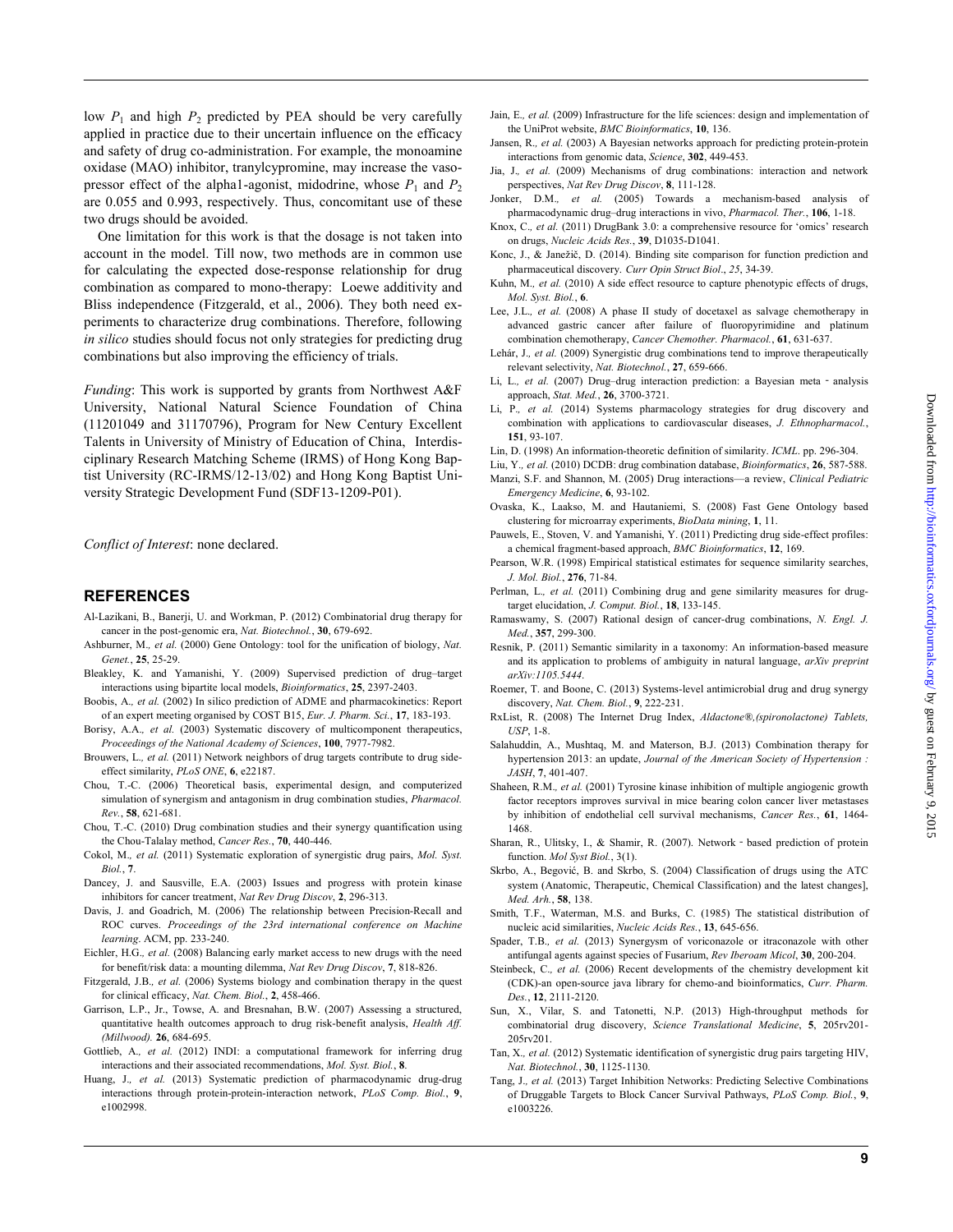low $P_1$ and high $P_2$ predicted by PEA should be very carefully applied in practice due to their uncertain influence on the efficacy and safety of drug co-adminstration. For example, the monoamine oxidase (MAO) inhibitor, tranylcypromine, may increase the vasopressor effect of the alpha1-agonist, midodrine, whose $P_1$ and $P_2$ are 0.055 and 0.993, respectively. Thus, concomitant use of these two drugs should be avoided.

One limitation for this work is that the dosage is not taken into account in the model. Till now, two methods are in common use for calculating the expected dose-response relationship for drug combination as compared to mono-therapy: Loewe additivity and Bliss independence (Fitzgerald, et al., 2006). They both need experiments to characterize drug combinations. Therefore, following *in silico* studies should focus not only strategies for predicting drug combinations but also improving the efficiency of trials.

*Funding*: This work is supported by grants from Northwest A&F University, National Natural Science Foundation of China (11201049 and 31170796), Program for New Century Excellent Talents in University of Ministry of Education of China, Interdisciplinary Research Matching Scheme (IRMS) of Hong Kong Baptist University (RC-IRMS/12-13/02) and Hong Kong Baptist University Strategic Development Fund (SDF13-1209-P01).

*Conflict of Interest*: none declared.

## REFERENCES

Al-Lazikani, B., Banerji, U. and Workman, P. (2012) Combinatorial drug therapy for cancer in the post-genomic era, *Nat. Biotechnol.*, **30**, 679-692.

Ashburner, M., *et al.* (2000) Gene Ontology: tool for the unification of biology, *Nat. Genet.*, **25**, 25-29.

Bleakley, K. and Yamanishi, Y. (2009) Supervised prediction of drug–target interactions using bipartite local models, *Bioinformatics*, **25**, 2397-2403.

Boobis, A., *et al.* (2002) In silico prediction of ADME and pharmacokinetics: Report of an expert meeting organised by COST B15, *Eur. J. Pharm. Sci.*, **17**, 183-193.

Borisy, A.A., *et al.* (2003) Systematic discovery of multicomponent therapeutics, *Proceedings of the National Academy of Sciences*, **100**, 7977-7982.

Brouwers, L., *et al.* (2011) Network neighbors of drug targets contribute to drug side-effect similarity, *PLoS ONE*, **6**, e22187.

Chou, T.-C. (2006) Theoretical basis, experimental design, and computerized simulation of synergism and antagonism in drug combination studies, *Pharmacol. Rev.*, **58**, 621-681.

Chou, T.-C. (2010) Drug combination studies and their synergy quantification using the Chou-Talalay method, *Cancer Res.*, **70**, 440-446.

Cokol, M., *et al.* (2011) Systematic exploration of synergistic drug pairs, *Mol. Syst. Biol.*, **7**.

Dancey, J. and Sausville, E.A. (2003) Issues and progress with protein kinase inhibitors for cancer treatment, *Nat Rev Drug Discov*, **2**, 296-313.

Davis, J. and Goadrich, M. (2006) The relationship between Precision-Recall and ROC curves. *Proceedings of the 23rd international conference on Machine learning*. ACM, pp. 233-240.

Eichler, H.G., *et al.* (2008) Balancing early market access to new drugs with the need for benefit/risk data: a mounting dilemma, *Nat Rev Drug Discov*, **7**, 818-826.

Fitzgerald, J.B., *et al.* (2006) Systems biology and combination therapy in the quest for clinical efficacy, *Nat. Chem. Biol.*, **2**, 458-466.

Garrison, L.P., Jr., Towse, A. and Bresnahan, B.W. (2007) Assessing a structured, quantitative health outcomes approach to drug risk-benefit analysis, *Health Aff. (Millwood).* **26**, 684-695.

Gottlieb, A., *et al.* (2012) INDI: a computational framework for inferring drug interactions and their associated recommendations, *Mol. Syst. Biol.*, **8**.

Huang, J., *et al.* (2013) Systematic prediction of pharmacodynamic drug-drug interactions through protein-protein-interaction network, *PLoS Comp. Biol.*, **9**, e1002998.

Jain, E., *et al.* (2009) Infrastructure for the life sciences: design and implementation of the UniProt website, *BMC Bioinformatics*, **10**, 136.

Jansen, R., *et al.* (2003) A Bayesian networks approach for predicting protein-protein interactions from genomic data, *Science*, **302**, 449-453.

Jia, J., *et al.* (2009) Mechanisms of drug combinations: interaction and network perspectives, *Nat Rev Drug Discov*, **8**, 111-128.

Jonker, D.M., *et al.* (2005) Towards a mechanism-based analysis of pharmacodynamic drug–drug interactions in vivo, *Pharmacol. Ther.*, **106**, 1-18.

Knox, C., *et al.* (2011) DrugBank 3.0: a comprehensive resource for 'omics' research on drugs, *Nucleic Acids Res.*, **39**, D1035-D1041.

Konc, J., & Janežič, D. (2014). Binding site comparison for function prediction and pharmaceutical discovery. *Curr Opin Struct Biol*., *25*, 34-39.

Kuhn, M., *et al.* (2010) A side effect resource to capture phenotypic effects of drugs, *Mol. Syst. Biol.*, **6**.

Lee, J.L., *et al.* (2008) A phase II study of docetaxel as salvage chemotherapy in advanced gastric cancer after failure of fluoropyrimidine and platinum combination chemotherapy, *Cancer Chemother. Pharmacol.*, **61**, 631-637.

Lehár, J., *et al.* (2009) Synergistic drug combinations tend to improve therapeutically relevant selectivity, *Nat. Biotechnol.*, **27**, 659-666.

Li, L., *et al.* (2007) Drug–drug interaction prediction: a Bayesian meta‐analysis approach, *Stat. Med.*, **26**, 3700-3721.

Li, P., *et al.* (2014) Systems pharmacology strategies for drug discovery and combination with applications to cardiovascular diseases, *J. Ethnopharmacol.*, **151**, 93-107.

Lin, D. (1998) An information-theoretic definition of similarity. *ICML*. pp. 296-304.

Liu, Y., *et al.* (2010) DCDB: drug combination database, *Bioinformatics*, **26**, 587-588.

Manzi, S.F. and Shannon, M. (2005) Drug interactions—a review, *Clinical Pediatric Emergency Medicine*, **6**, 93-102.

Ovaska, K., Laakso, M. and Hautaniemi, S. (2008) Fast Gene Ontology based clustering for microarray experiments, *BioData mining*, **1**, 11.

Pauwels, E., Stoven, V. and Yamanishi, Y. (2011) Predicting drug side-effect profiles: a chemical fragment-based approach, *BMC Bioinformatics*, **12**, 169.

Pearson, W.R. (1998) Empirical statistical estimates for sequence similarity searches, *J. Mol. Biol.*, **276**, 71-84.

Perlman, L., *et al.* (2011) Combining drug and gene similarity measures for drug-target elucidation, *J. Comput. Biol.*, **18**, 133-145.

Ramaswamy, S. (2007) Rational design of cancer-drug combinations, *N. Engl. J. Med.*, **357**, 299-300.

Resnik, P. (2011) Semantic similarity in a taxonomy: An information-based measure and its application to problems of ambiguity in natural language, *arXiv preprint arXiv:1105.5444*.

Roemer, T. and Boone, C. (2013) Systems-level antimicrobial drug and drug synergy discovery, *Nat. Chem. Biol.*, **9**, 222-231.

RxList, R. (2008) The Internet Drug Index, *Aldactone®,(spironolactone) Tablets, USP*, 1-8.

Salahuddin, A., Mushtaq, M. and Materson, B.J. (2013) Combination therapy for hypertension 2013: an update, *Journal of the American Society of Hypertension : JASH*, **7**, 401-407.

Shaheen, R.M., *et al.* (2001) Tyrosine kinase inhibition of multiple angiogenic growth factor receptors improves survival in mice bearing colon cancer liver metastases by inhibition of endothelial cell survival mechanisms, *Cancer Res.*, **61**, 1464-1468.

Sharan, R., Ulitsky, I., & Shamir, R. (2007). Network‐based prediction of protein function. *Mol Syst Biol.*, 3(1).

Skrbo, A., Begović, B. and Skrbo, S. (2004) Classification of drugs using the ATC system (Anatomic, Therapeutic, Chemical Classification) and the latest changes], *Med. Arh.*, **58**, 138.

Smith, T.F., Waterman, M.S. and Burks, C. (1985) The statistical distribution of nucleic acid similarities, *Nucleic Acids Res.*, **13**, 645-656.

Spader, T.B., *et al.* (2013) Synergysm of voriconazole or itraconazole with other antifungal agents against species of Fusarium, *Rev Iberoam Micol*, **30**, 200-204.

Steinbeck, C., *et al.* (2006) Recent developments of the chemistry development kit (CDK)-an open-source java library for chemo-and bioinformatics, *Curr. Pharm. Des.*, **12**, 2111-2120.

Sun, X., Vilar, S. and Tatonetti, N.P. (2013) High-throughput methods for combinatorial drug discovery, *Science Translational Medicine*, **5**, 205rv201-205rv201.

Tan, X., *et al.* (2012) Systematic identification of synergistic drug pairs targeting HIV, *Nat. Biotechnol.*, **30**, 1125-1130.

Tang, J., *et al.* (2013) Target Inhibition Networks: Predicting Selective Combinations of Druggable Targets to Block Cancer Survival Pathways, *PLoS Comp. Biol.*, **9**, e1003226.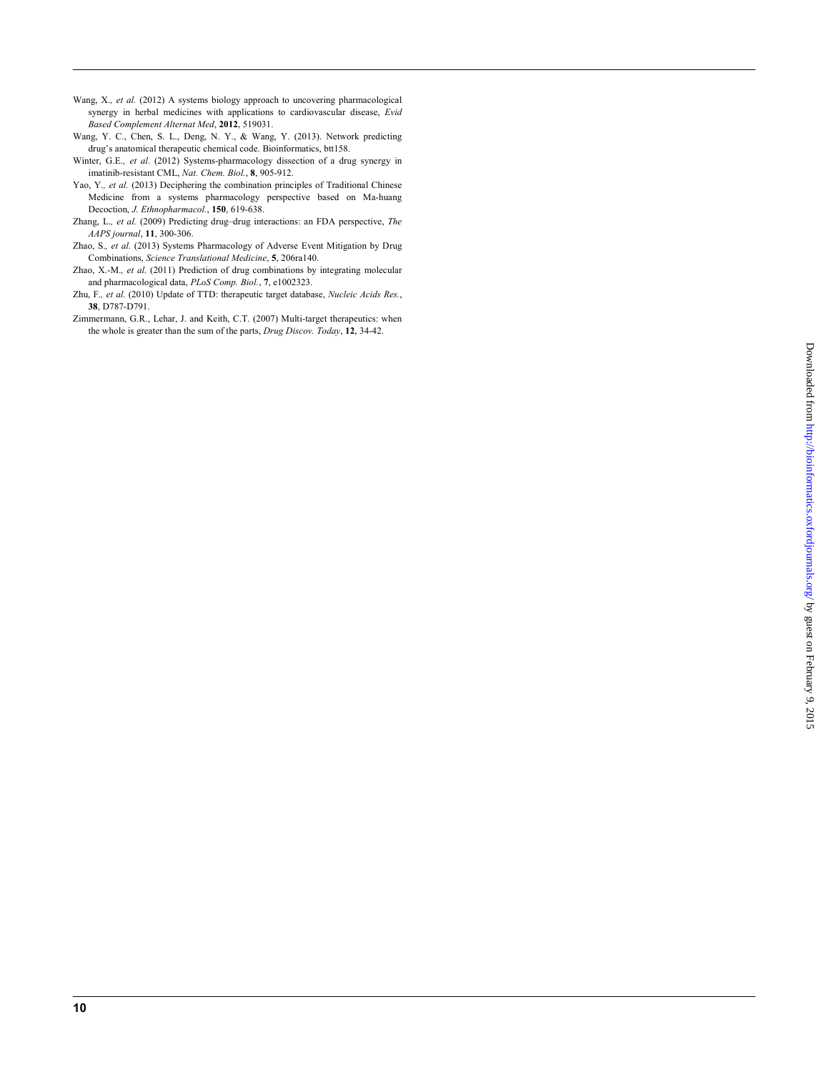Wang, X.*, et al.* (2012) A systems biology approach to uncovering pharmacological synergy in herbal medicines with applications to cardiovascular disease, *Evid Based Complement Alternat Med*, **2012**, 519031.

Wang, Y. C., Chen, S. L., Deng, N. Y., & Wang, Y. (2013). Network predicting drug's anatomical therapeutic chemical code. Bioinformatics, btt158.

Winter, G.E.*, et al.* (2012) Systems-pharmacology dissection of a drug synergy in imatinib-resistant CML, *Nat. Chem. Biol.*, **8**, 905-912.

Yao, Y.*, et al.* (2013) Deciphering the combination principles of Traditional Chinese Medicine from a systems pharmacology perspective based on Ma-huang Decoction, *J. Ethnopharmacol.*, **150**, 619-638.

Zhang, L.*, et al.* (2009) Predicting drug–drug interactions: an FDA perspective, *The AAPS journal*, **11**, 300-306.

Zhao, S.*, et al.* (2013) Systems Pharmacology of Adverse Event Mitigation by Drug Combinations, *Science Translational Medicine*, **5**, 206ra140.

Zhao, X.-M.*, et al.* (2011) Prediction of drug combinations by integrating molecular and pharmacological data, *PLoS Comp. Biol.*, **7**, e1002323.

Zhu, F.*, et al.* (2010) Update of TTD: therapeutic target database, *Nucleic Acids Res.*, **38**, D787-D791.

Zimmermann, G.R., Lehar, J. and Keith, C.T. (2007) Multi-target therapeutics: when the whole is greater than the sum of the parts, *Drug Discov. Today*, **12**, 34-42.